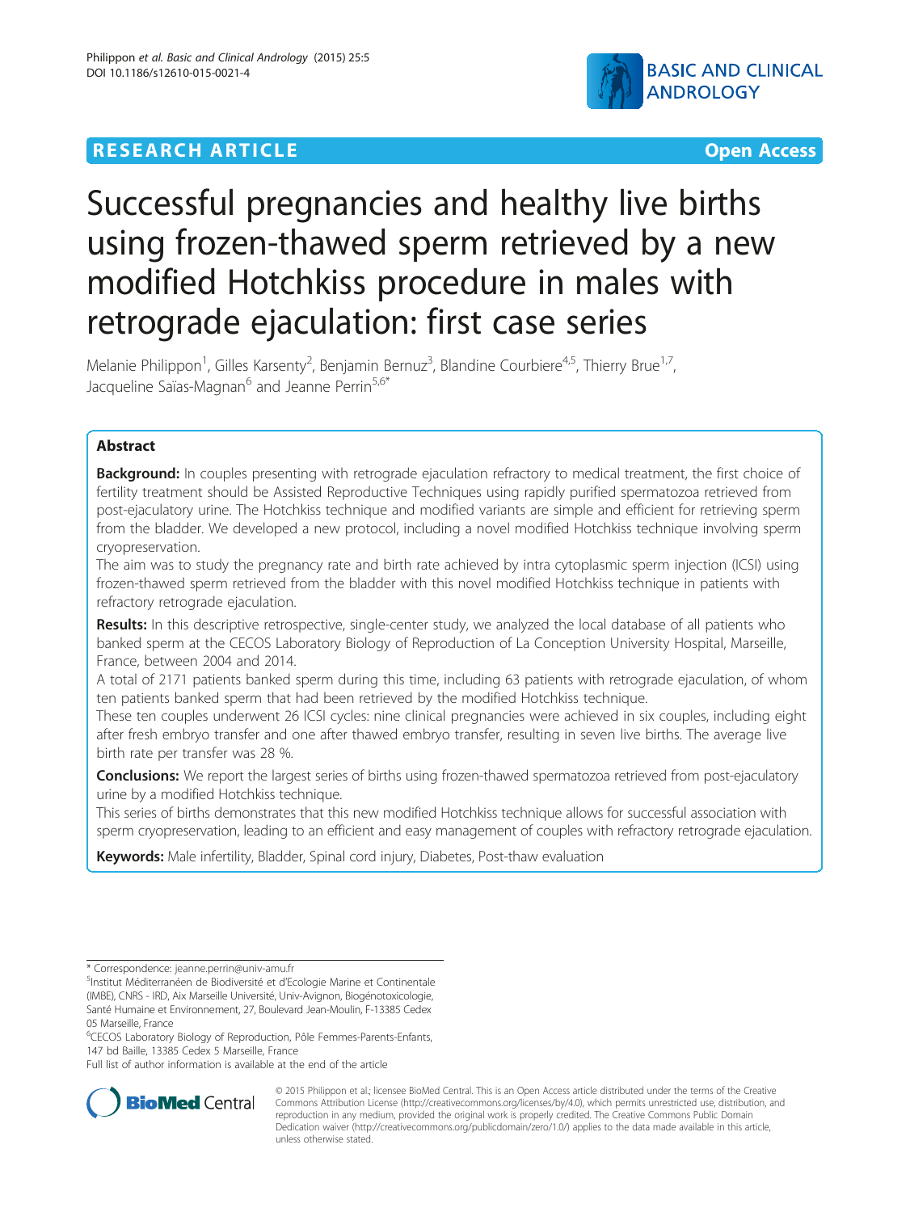**RESEARCH ARTICLE** **Open Access**

# Successful pregnancies and healthy live births using frozen-thawed sperm retrieved by a new modified Hotchkiss procedure in males with retrograde ejaculation: first case series

Melanie Philippon[1], Gilles Karsenty[2], Benjamin Bernuz[3], Blandine Courbiere[4,5], Thierry Brue[1,7], Jacqueline Saïas-Magnan[6] and Jeanne Perrin[5,6*]

## Abstract

**Background:** In couples presenting with retrograde ejaculation refractory to medical treatment, the first choice of fertility treatment should be Assisted Reproductive Techniques using rapidly purified spermatozoa retrieved from post-ejaculatory urine. The Hotchkiss technique and modified variants are simple and efficient for retrieving sperm from the bladder. We developed a new protocol, including a novel modified Hotchkiss technique involving sperm cryopreservation.

The aim was to study the pregnancy rate and birth rate achieved by intra cytoplasmic sperm injection (ICSI) using frozen-thawed sperm retrieved from the bladder with this novel modified Hotchkiss technique in patients with refractory retrograde ejaculation.

**Results:** In this descriptive retrospective, single-center study, we analyzed the local database of all patients who banked sperm at the CECOS Laboratory Biology of Reproduction of La Conception University Hospital, Marseille, France, between 2004 and 2014.

A total of 2171 patients banked sperm during this time, including 63 patients with retrograde ejaculation, of whom ten patients banked sperm that had been retrieved by the modified Hotchkiss technique.

These ten couples underwent 26 ICSI cycles: nine clinical pregnancies were achieved in six couples, including eight after fresh embryo transfer and one after thawed embryo transfer, resulting in seven live births. The average live birth rate per transfer was 28 %.

**Conclusions:** We report the largest series of births using frozen-thawed spermatozoa retrieved from post-ejaculatory urine by a modified Hotchkiss technique.

This series of births demonstrates that this new modified Hotchkiss technique allows for successful association with sperm cryopreservation, leading to an efficient and easy management of couples with refractory retrograde ejaculation.

**Keywords:** Male infertility, Bladder, Spinal cord injury, Diabetes, Post-thaw evaluation

---

* Correspondence: jeanne.perrin@univ-amu.fr

[5]Institut Méditerranéen de Biodiversité et d'Ecologie Marine et Continentale (IMBE), CNRS - IRD, Aix Marseille Université, Univ-Avignon, Biogénotoxicologie, Santé Humaine et Environnement, 27, Boulevard Jean-Moulin, F-13385 Cedex 05 Marseille, France

[6]CECOS Laboratory Biology of Reproduction, Pôle Femmes-Parents-Enfants, 147 bd Baille, 13385 Cedex 5 Marseille, France

Full list of author information is available at the end of the article

© 2015 Philippon et al.; licensee BioMed Central. This is an Open Access article distributed under the terms of the Creative Commons Attribution License (http://creativecommons.org/licenses/by/4.0), which permits unrestricted use, distribution, and reproduction in any medium, provided the original work is properly credited. The Creative Commons Public Domain Dedication waiver (http://creativecommons.org/publicdomain/zero/1.0/) applies to the data made available in this article, unless otherwise stated.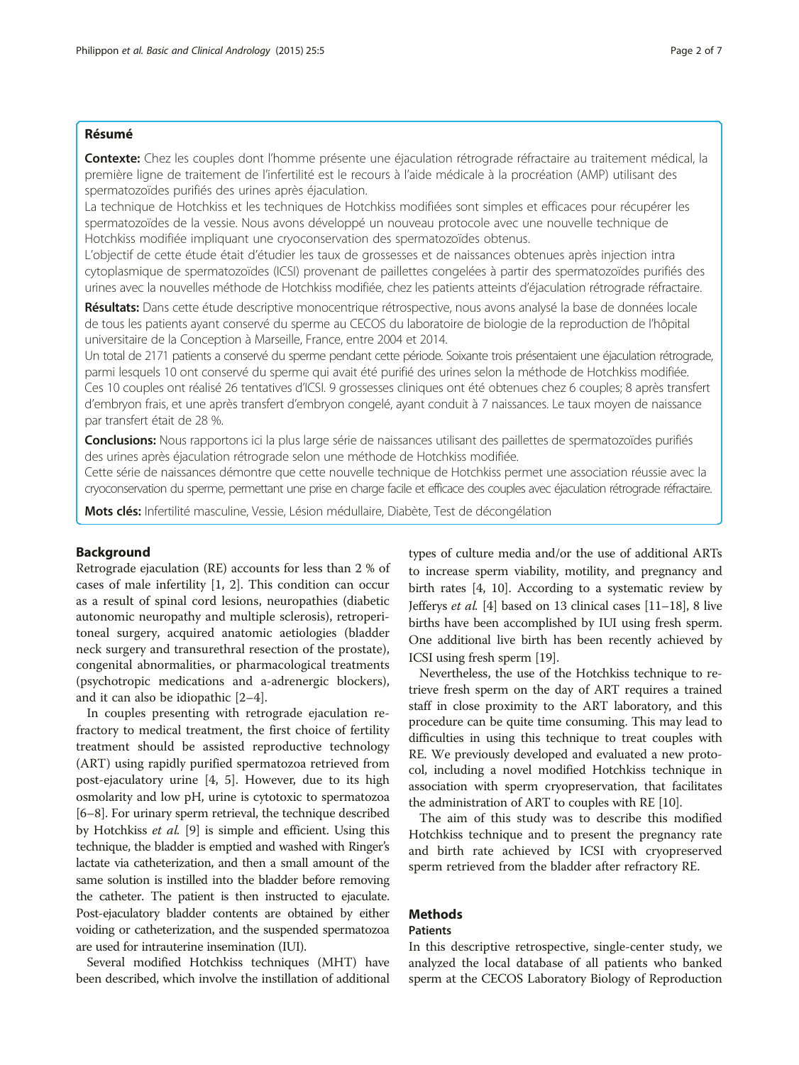## Résumé

**Contexte:** Chez les couples dont l'homme présente une éjaculation rétrograde réfractaire au traitement médical, la première ligne de traitement de l'infertilité est le recours à l'aide médicale à la procréation (AMP) utilisant des spermatozoïdes purifiés des urines après éjaculation.

La technique de Hotchkiss et les techniques de Hotchkiss modifiées sont simples et efficaces pour récupérer les spermatozoïdes de la vessie. Nous avons développé un nouveau protocole avec une nouvelle technique de Hotchkiss modifiée impliquant une cryoconservation des spermatozoïdes obtenus.

L'objectif de cette étude était d'étudier les taux de grossesses et de naissances obtenues après injection intra cytoplasmique de spermatozoïdes (ICSI) provenant de paillettes congelées à partir des spermatozoïdes purifiés des urines avec la nouvelles méthode de Hotchkiss modifiée, chez les patients atteints d'éjaculation rétrograde réfractaire.

**Résultats:** Dans cette étude descriptive monocentrique rétrospective, nous avons analysé la base de données locale de tous les patients ayant conservé du sperme au CECOS du laboratoire de biologie de la reproduction de l'hôpital universitaire de la Conception à Marseille, France, entre 2004 et 2014.

Un total de 2171 patients a conservé du sperme pendant cette période. Soixante trois présentaient une éjaculation rétrograde, parmi lesquels 10 ont conservé du sperme qui avait été purifié des urines selon la méthode de Hotchkiss modifiée. Ces 10 couples ont réalisé 26 tentatives d'ICSI. 9 grossesses cliniques ont été obtenues chez 6 couples; 8 après transfert d'embryon frais, et une après transfert d'embryon congelé, ayant conduit à 7 naissances. Le taux moyen de naissance par transfert était de 28 %.

**Conclusions:** Nous rapportons ici la plus large série de naissances utilisant des paillettes de spermatozoïdes purifiés des urines après éjaculation rétrograde selon une méthode de Hotchkiss modifiée.

Cette série de naissances démontre que cette nouvelle technique de Hotchkiss permet une association réussie avec la cryoconservation du sperme, permettant une prise en charge facile et efficace des couples avec éjaculation rétrograde réfractaire.

**Mots clés:** Infertilité masculine, Vessie, Lésion médullaire, Diabète, Test de décongélation

## Background

Retrograde ejaculation (RE) accounts for less than 2 % of cases of male infertility [1, 2]. This condition can occur as a result of spinal cord lesions, neuropathies (diabetic autonomic neuropathy and multiple sclerosis), retroperitoneal surgery, acquired anatomic aetiologies (bladder neck surgery and transurethral resection of the prostate), congenital abnormalities, or pharmacological treatments (psychotropic medications and a-adrenergic blockers), and it can also be idiopathic [2–4].

In couples presenting with retrograde ejaculation refractory to medical treatment, the first choice of fertility treatment should be assisted reproductive technology (ART) using rapidly purified spermatozoa retrieved from post-ejaculatory urine [4, 5]. However, due to its high osmolarity and low pH, urine is cytotoxic to spermatozoa [6–8]. For urinary sperm retrieval, the technique described by Hotchkiss *et al.* [9] is simple and efficient. Using this technique, the bladder is emptied and washed with Ringer's lactate via catheterization, and then a small amount of the same solution is instilled into the bladder before removing the catheter. The patient is then instructed to ejaculate. Post-ejaculatory bladder contents are obtained by either voiding or catheterization, and the suspended spermatozoa are used for intrauterine insemination (IUI).

Several modified Hotchkiss techniques (MHT) have been described, which involve the instillation of additional types of culture media and/or the use of additional ARTs to increase sperm viability, motility, and pregnancy and birth rates [4, 10]. According to a systematic review by Jefferys *et al.* [4] based on 13 clinical cases [11–18], 8 live births have been accomplished by IUI using fresh sperm. One additional live birth has been recently achieved by ICSI using fresh sperm [19].

Nevertheless, the use of the Hotchkiss technique to retrieve fresh sperm on the day of ART requires a trained staff in close proximity to the ART laboratory, and this procedure can be quite time consuming. This may lead to difficulties in using this technique to treat couples with RE. We previously developed and evaluated a new protocol, including a novel modified Hotchkiss technique in association with sperm cryopreservation, that facilitates the administration of ART to couples with RE [10].

The aim of this study was to describe this modified Hotchkiss technique and to present the pregnancy rate and birth rate achieved by ICSI with cryopreserved sperm retrieved from the bladder after refractory RE.

## Methods

### Patients

In this descriptive retrospective, single-center study, we analyzed the local database of all patients who banked sperm at the CECOS Laboratory Biology of Reproduction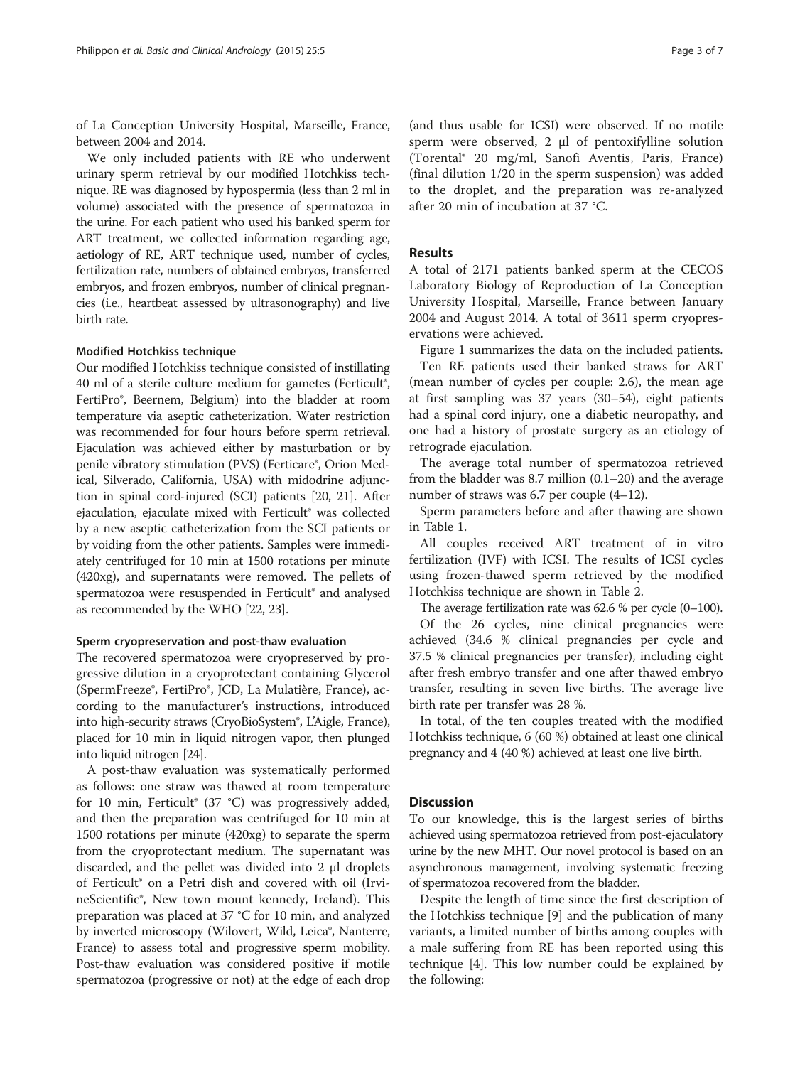of La Conception University Hospital, Marseille, France, between 2004 and 2014.

We only included patients with RE who underwent urinary sperm retrieval by our modified Hotchkiss technique. RE was diagnosed by hypospermia (less than 2 ml in volume) associated with the presence of spermatozoa in the urine. For each patient who used his banked sperm for ART treatment, we collected information regarding age, aetiology of RE, ART technique used, number of cycles, fertilization rate, numbers of obtained embryos, transferred embryos, and frozen embryos, number of clinical pregnancies (i.e., heartbeat assessed by ultrasonography) and live birth rate.

### Modified Hotchkiss technique

Our modified Hotchkiss technique consisted of instillating 40 ml of a sterile culture medium for gametes (Ferticult®, FertiPro®, Beernem, Belgium) into the bladder at room temperature via aseptic catheterization. Water restriction was recommended for four hours before sperm retrieval. Ejaculation was achieved either by masturbation or by penile vibratory stimulation (PVS) (Ferticare®, Orion Medical, Silverado, California, USA) with midodrine adjunction in spinal cord-injured (SCI) patients [20, 21]. After ejaculation, ejaculate mixed with Ferticult® was collected by a new aseptic catheterization from the SCI patients or by voiding from the other patients. Samples were immediately centrifuged for 10 min at 1500 rotations per minute (420xg), and supernatants were removed. The pellets of spermatozoa were resuspended in Ferticult® and analysed as recommended by the WHO [22, 23].

### Sperm cryopreservation and post-thaw evaluation

The recovered spermatozoa were cryopreserved by progressive dilution in a cryoprotectant containing Glycerol (SpermFreeze®, FertiPro®, JCD, La Mulatière, France), according to the manufacturer's instructions, introduced into high-security straws (CryoBioSystem®, L'Aigle, France), placed for 10 min in liquid nitrogen vapor, then plunged into liquid nitrogen [24].

A post-thaw evaluation was systematically performed as follows: one straw was thawed at room temperature for 10 min, Ferticult® (37 °C) was progressively added, and then the preparation was centrifuged for 10 min at 1500 rotations per minute (420xg) to separate the sperm from the cryoprotectant medium. The supernatant was discarded, and the pellet was divided into 2 μl droplets of Ferticult® on a Petri dish and covered with oil (IrvineScientific®, New town mount kennedy, Ireland). This preparation was placed at 37 °C for 10 min, and analyzed by inverted microscopy (Wilovert, Wild, Leica®, Nanterre, France) to assess total and progressive sperm mobility. Post-thaw evaluation was considered positive if motile spermatozoa (progressive or not) at the edge of each drop (and thus usable for ICSI) were observed. If no motile sperm were observed, 2 μl of pentoxifylline solution (Torental® 20 mg/ml, Sanofi Aventis, Paris, France) (final dilution 1/20 in the sperm suspension) was added to the droplet, and the preparation was re-analyzed after 20 min of incubation at 37 °C.

## Results

A total of 2171 patients banked sperm at the CECOS Laboratory Biology of Reproduction of La Conception University Hospital, Marseille, France between January 2004 and August 2014. A total of 3611 sperm cryopreservations were achieved.

Figure 1 summarizes the data on the included patients.

Ten RE patients used their banked straws for ART (mean number of cycles per couple: 2.6), the mean age at first sampling was 37 years (30–54), eight patients had a spinal cord injury, one a diabetic neuropathy, and one had a history of prostate surgery as an etiology of retrograde ejaculation.

The average total number of spermatozoa retrieved from the bladder was 8.7 million (0.1–20) and the average number of straws was 6.7 per couple (4–12).

Sperm parameters before and after thawing are shown in Table 1.

All couples received ART treatment of in vitro fertilization (IVF) with ICSI. The results of ICSI cycles using frozen-thawed sperm retrieved by the modified Hotchkiss technique are shown in Table 2.

The average fertilization rate was 62.6 % per cycle (0–100).

Of the 26 cycles, nine clinical pregnancies were achieved (34.6 % clinical pregnancies per cycle and 37.5 % clinical pregnancies per transfer), including eight after fresh embryo transfer and one after thawed embryo transfer, resulting in seven live births. The average live birth rate per transfer was 28 %.

In total, of the ten couples treated with the modified Hotchkiss technique, 6 (60 %) obtained at least one clinical pregnancy and 4 (40 %) achieved at least one live birth.

## Discussion

To our knowledge, this is the largest series of births achieved using spermatozoa retrieved from post-ejaculatory urine by the new MHT. Our novel protocol is based on an asynchronous management, involving systematic freezing of spermatozoa recovered from the bladder.

Despite the length of time since the first description of the Hotchkiss technique [9] and the publication of many variants, a limited number of births among couples with a male suffering from RE has been reported using this technique [4]. This low number could be explained by the following: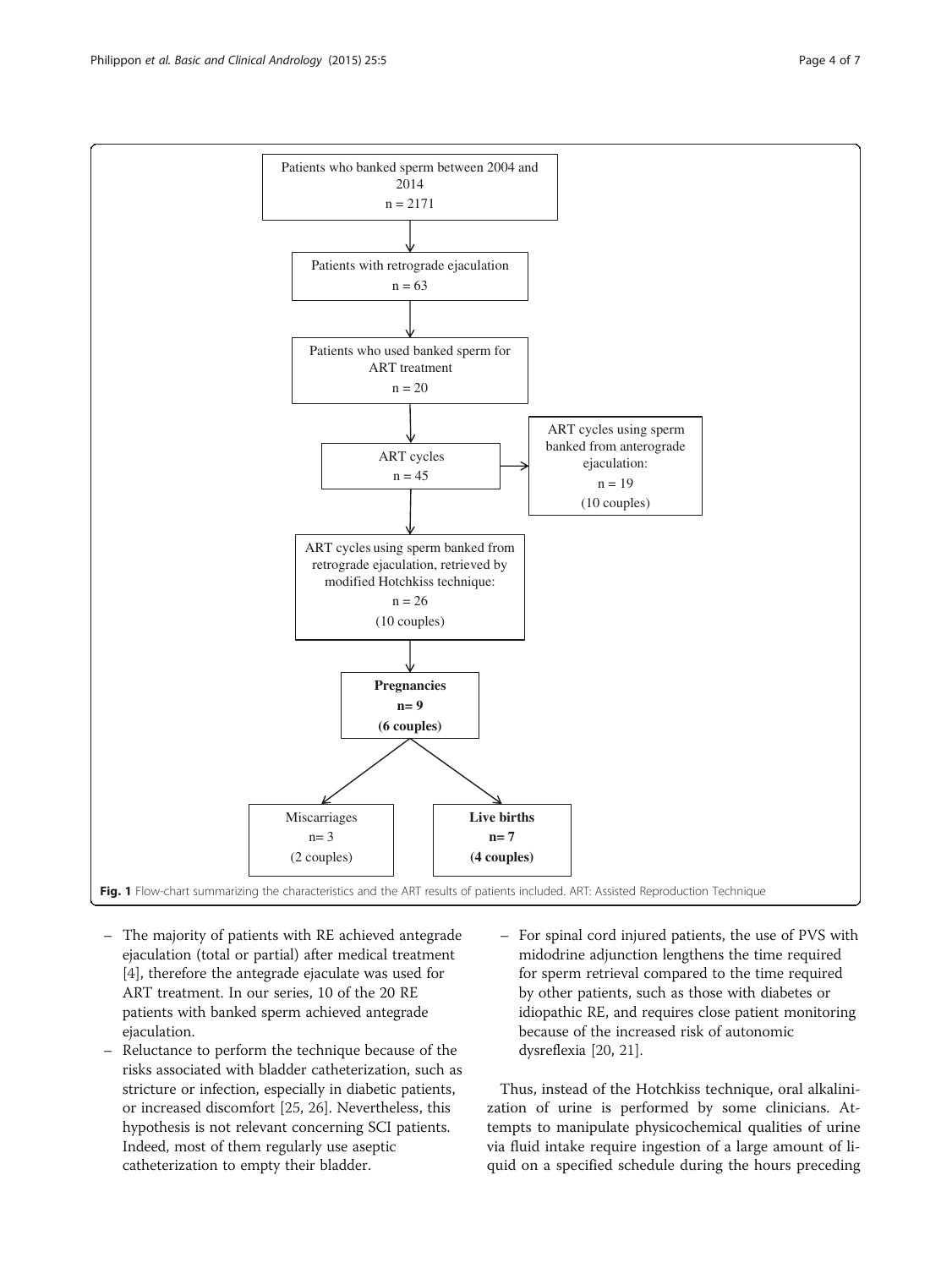Patients who banked sperm between 2004 and 2014
n = 2171

Patients with retrograde ejaculation
n = 63

Patients who used banked sperm for ART treatment
n = 20

ART cycles
n = 45

ART cycles using sperm banked from anterograde ejaculation:
n = 19
(10 couples)

ART cycles using sperm banked from retrograde ejaculation, retrieved by modified Hotchkiss technique:
n = 26
(10 couples)

**Pregnancies**
**n= 9**
**(6 couples)**

Miscarriages
n= 3
(2 couples)

**Live births**
**n= 7**
**(4 couples)**

**Fig. 1** Flow-chart summarizing the characteristics and the ART results of patients included. ART: Assisted Reproduction Technique

- The majority of patients with RE achieved antegrade ejaculation (total or partial) after medical treatment [4], therefore the antegrade ejaculate was used for ART treatment. In our series, 10 of the 20 RE patients with banked sperm achieved antegrade ejaculation.
- Reluctance to perform the technique because of the risks associated with bladder catheterization, such as stricture or infection, especially in diabetic patients, or increased discomfort [25, 26]. Nevertheless, this hypothesis is not relevant concerning SCI patients. Indeed, most of them regularly use aseptic catheterization to empty their bladder.
- For spinal cord injured patients, the use of PVS with midodrine adjunction lengthens the time required for sperm retrieval compared to the time required by other patients, such as those with diabetes or idiopathic RE, and requires close patient monitoring because of the increased risk of autonomic dysreflexia [20, 21].

Thus, instead of the Hotchkiss technique, oral alkalinization of urine is performed by some clinicians. Attempts to manipulate physicochemical qualities of urine via fluid intake require ingestion of a large amount of liquid on a specified schedule during the hours preceding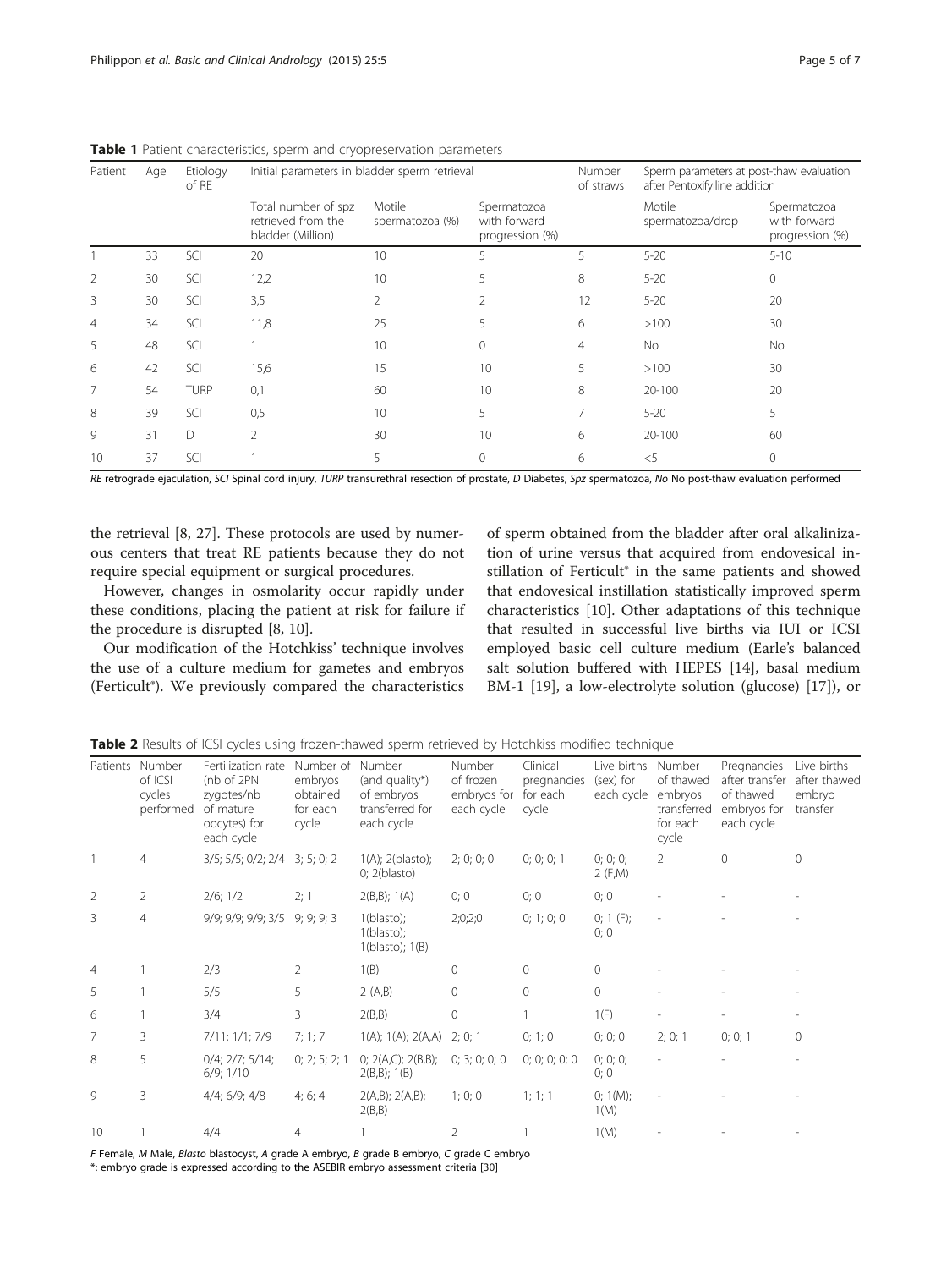**Table 1** Patient characteristics, sperm and cryopreservation parameters

| Patient | Age | Etiology of RE | Initial parameters in bladder sperm retrieval | | | Number of straws | Sperm parameters at post-thaw evaluation after Pentoxifylline addition | |
|---|---|---|---|---|---|---|---|---|
| | | | Total number of spz retrieved from the bladder (Million) | Motile spermatozoa (%) | Spermatozoa with forward progression (%) | | Motile spermatozoa/drop | Spermatozoa with forward progression (%) |
| 1 | 33 | SCI | 20 | 10 | 5 | 5 | 5-20 | 5-10 |
| 2 | 30 | SCI | 12,2 | 10 | 5 | 8 | 5-20 | 0 |
| 3 | 30 | SCI | 3,5 | 2 | 2 | 12 | 5-20 | 20 |
| 4 | 34 | SCI | 11,8 | 25 | 5 | 6 | >100 | 30 |
| 5 | 48 | SCI | 1 | 10 | 0 | 4 | No | No |
| 6 | 42 | SCI | 15,6 | 15 | 10 | 5 | >100 | 30 |
| 7 | 54 | TURP | 0,1 | 60 | 10 | 8 | 20-100 | 20 |
| 8 | 39 | SCI | 0,5 | 10 | 5 | 7 | 5-20 | 5 |
| 9 | 31 | D | 2 | 30 | 10 | 6 | 20-100 | 60 |
| 10 | 37 | SCI | 1 | 5 | 0 | 6 | <5 | 0 |

*RE* retrograde ejaculation, *SCI* Spinal cord injury, *TURP* transurethral resection of prostate, *D* Diabetes, *Spz* spermatozoa, *No* No post-thaw evaluation performed

the retrieval [8, 27]. These protocols are used by numerous centers that treat RE patients because they do not require special equipment or surgical procedures.

However, changes in osmolarity occur rapidly under these conditions, placing the patient at risk for failure if the procedure is disrupted [8, 10].

Our modification of the Hotchkiss' technique involves the use of a culture medium for gametes and embryos (Ferticult®). We previously compared the characteristics of sperm obtained from the bladder after oral alkalinization of urine versus that acquired from endovesical instillation of Ferticult® in the same patients and showed that endovesical instillation statistically improved sperm characteristics [10]. Other adaptations of this technique that resulted in successful live births via IUI or ICSI employed basic cell culture medium (Earle's balanced salt solution buffered with HEPES [14], basal medium BM-1 [19], a low-electrolyte solution (glucose) [17]), or

**Table 2** Results of ICSI cycles using frozen-thawed sperm retrieved by Hotchkiss modified technique

| Patients | Number of ICSI cycles performed | Fertilization rate (nb of 2PN zygotes/nb of mature oocytes) for each cycle | Number of embryos obtained for each cycle | Number (and quality*) of embryos transferred for each cycle | Number of frozen embryos for each cycle | Clinical pregnancies for each cycle | Live births (sex) for each cycle | Number of thawed embryos transferred for each cycle | Pregnancies after transfer of thawed embryos for each cycle | Live births after thawed embryo transfer |
|---|---|---|---|---|---|---|---|---|---|---|
| 1 | 4 | 3/5; 5/5; 0/2; 2/4 | 3; 5; 0; 2 | 1(A); 2(blasto); 0; 2(blasto) | 2; 0; 0; 0 | 0; 0; 0; 1 | 0; 0; 0; 2 (F,M) | 2 | 0 | 0 |
| 2 | 2 | 2/6; 1/2 | 2; 1 | 2(B,B); 1(A) | 0; 0 | 0; 0 | 0; 0 | - | - | - |
| 3 | 4 | 9/9; 9/9; 9/9; 3/5 | 9; 9; 9; 3 | 1(blasto); 1(blasto); 1(blasto); 1(B) | 2;0;2;0 | 0; 1; 0; 0 | 0; 1 (F); 0; 0 | - | - | - |
| 4 | 1 | 2/3 | 2 | 1(B) | 0 | 0 | 0 | - | - | - |
| 5 | 1 | 5/5 | 5 | 2 (A,B) | 0 | 0 | 0 | - | - | - |
| 6 | 1 | 3/4 | 3 | 2(B,B) | 0 | 1 | 1(F) | - | - | - |
| 7 | 3 | 7/11; 1/1; 7/9 | 7; 1; 7 | 1(A); 1(A); 2(A,A) | 2; 0; 1 | 0; 1; 0 | 0; 0; 0 | 2; 0; 1 | 0; 0; 1 | 0 |
| 8 | 5 | 0/4; 2/7; 5/14; 6/9; 1/10 | 0; 2; 5; 2; 1 | 0; 2(A,C); 2(B,B); 2(B,B); 1(B) | 0; 3; 0; 0; 0 | 0; 0; 0; 0; 0 | 0; 0; 0; 0; 0 | - | - | - |
| 9 | 3 | 4/4; 6/9; 4/8 | 4; 6; 4 | 2(A,B); 2(A,B); 2(B,B) | 1; 0; 0 | 1; 1; 1 | 0; 1(M); 1(M) | - | - | - |
| 10 | 1 | 4/4 | 4 | 1 | 2 | 1 | 1(M) | - | - | - |

*F* Female, *M* Male, *Blasto* blastocyst, *A* grade A embryo, *B* grade B embryo, *C* grade C embryo

*: embryo grade is expressed according to the ASEBIR embryo assessment criteria [30]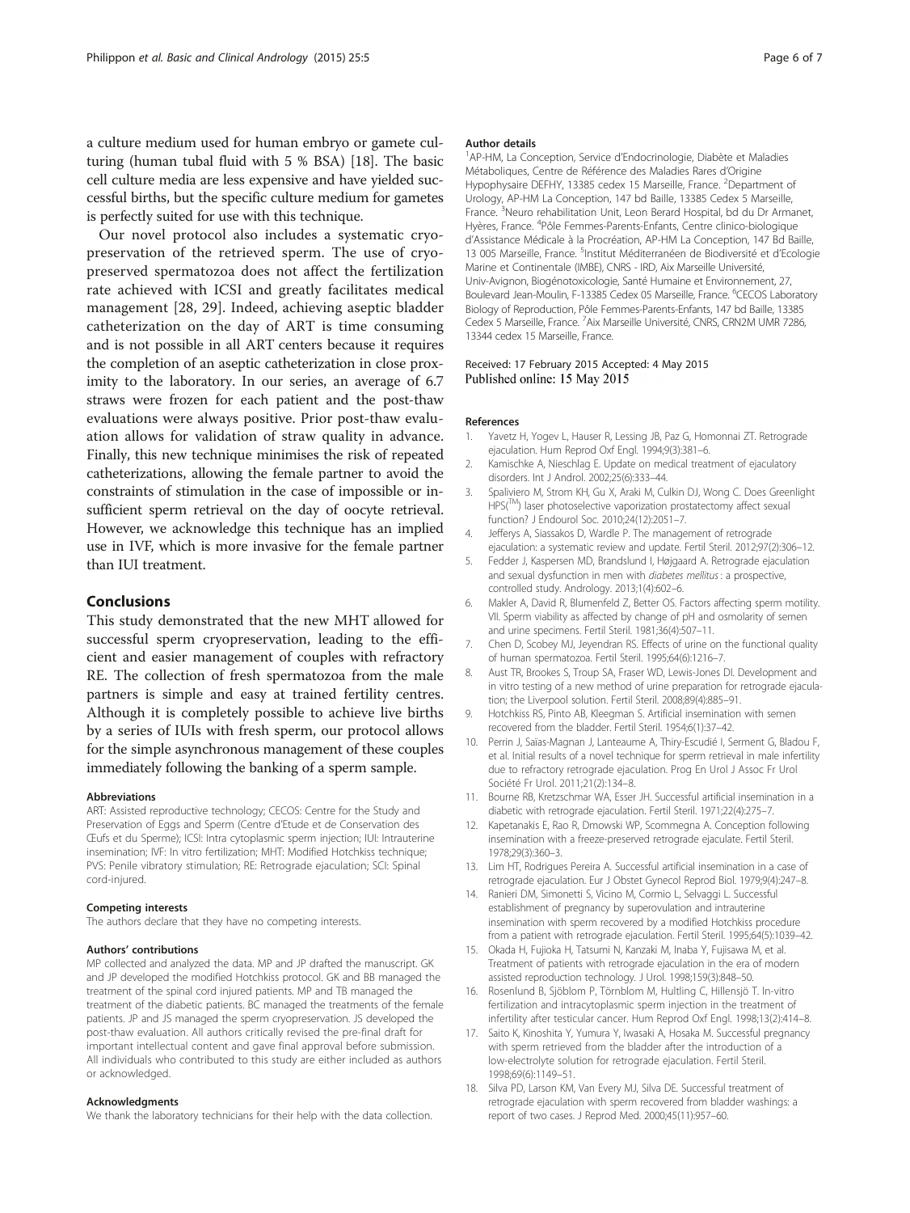a culture medium used for human embryo or gamete culturing (human tubal fluid with 5 % BSA) [18]. The basic cell culture media are less expensive and have yielded successful births, but the specific culture medium for gametes is perfectly suited for use with this technique.

Our novel protocol also includes a systematic cryopreservation of the retrieved sperm. The use of cryopreserved spermatozoa does not affect the fertilization rate achieved with ICSI and greatly facilitates medical management [28, 29]. Indeed, achieving aseptic bladder catheterization on the day of ART is time consuming and is not possible in all ART centers because it requires the completion of an aseptic catheterization in close proximity to the laboratory. In our series, an average of 6.7 straws were frozen for each patient and the post-thaw evaluations were always positive. Prior post-thaw evaluation allows for validation of straw quality in advance. Finally, this new technique minimises the risk of repeated catheterizations, allowing the female partner to avoid the constraints of stimulation in the case of impossible or insufficient sperm retrieval on the day of oocyte retrieval. However, we acknowledge this technique has an implied use in IVF, which is more invasive for the female partner than IUI treatment.

## Conclusions

This study demonstrated that the new MHT allowed for successful sperm cryopreservation, leading to the efficient and easier management of couples with refractory RE. The collection of fresh spermatozoa from the male partners is simple and easy at trained fertility centres. Although it is completely possible to achieve live births by a series of IUIs with fresh sperm, our protocol allows for the simple asynchronous management of these couples immediately following the banking of a sperm sample.

#### Abbreviations

ART: Assisted reproductive technology; CECOS: Centre for the Study and Preservation of Eggs and Sperm (Centre d'Etude et de Conservation des Œufs et du Sperme); ICSI: Intra cytoplasmic sperm injection; IUI: Intrauterine insemination; IVF: In vitro fertilization; MHT: Modified Hotchkiss technique; PVS: Penile vibratory stimulation; RE: Retrograde ejaculation; SCI: Spinal cord-injured.

#### Competing interests

The authors declare that they have no competing interests.

#### Authors' contributions

MP collected and analyzed the data. MP and JP drafted the manuscript. GK and JP developed the modified Hotchkiss protocol. GK and BB managed the treatment of the spinal cord injured patients. MP and TB managed the treatment of the diabetic patients. BC managed the treatments of the female patients. JP and JS managed the sperm cryopreservation. JS developed the post-thaw evaluation. All authors critically revised the pre-final draft for important intellectual content and gave final approval before submission. All individuals who contributed to this study are either included as authors or acknowledged.

#### Acknowledgments

We thank the laboratory technicians for their help with the data collection.

#### Author details

[1]AP-HM, La Conception, Service d'Endocrinologie, Diabète et Maladies Métaboliques, Centre de Référence des Maladies Rares d'Origine Hypophysaire DEFHY, 13385 cedex 15 Marseille, France. [2]Department of Urology, AP-HM La Conception, 147 bd Baille, 13385 Cedex 5 Marseille, France. [3]Neuro rehabilitation Unit, Leon Berard Hospital, bd du Dr Armanet, Hyères, France. [4]Pôle Femmes-Parents-Enfants, Centre clinico-biologique d'Assistance Médicale à la Procréation, AP-HM La Conception, 147 Bd Baille, 13 005 Marseille, France. [5]Institut Méditerranéen de Biodiversité et d'Ecologie Marine et Continentale (IMBE), CNRS - IRD, Aix Marseille Université, Univ-Avignon, Biogénotoxicologie, Santé Humaine et Environnement, 27, Boulevard Jean-Moulin, F-13385 Cedex 05 Marseille, France. [6]CECOS Laboratory Biology of Reproduction, Pôle Femmes-Parents-Enfants, 147 bd Baille, 13385 Cedex 5 Marseille, France. [7]Aix Marseille Université, CNRS, CRN2M UMR 7286, 13344 cedex 15 Marseille, France.

Received: 17 February 2015 Accepted: 4 May 2015
Published online: 15 May 2015

#### References

1. Yavetz H, Yogev L, Hauser R, Lessing JB, Paz G, Homonnai ZT. Retrograde ejaculation. Hum Reprod Oxf Engl. 1994;9(3):381–6.
2. Kamischke A, Nieschlag E. Update on medical treatment of ejaculatory disorders. Int J Androl. 2002;25(6):333–44.
3. Spaliviero M, Strom KH, Gu X, Araki M, Culkin DJ, Wong C. Does Greenlight HPS(TM) laser photoselective vaporization prostatectomy affect sexual function? J Endourol Soc. 2010;24(12):2051–7.
4. Jefferys A, Siassakos D, Wardle P. The management of retrograde ejaculation: a systematic review and update. Fertil Steril. 2012;97(2):306–12.
5. Fedder J, Kaspersen MD, Brandslund I, Højgaard A. Retrograde ejaculation and sexual dysfunction in men with *diabetes mellitus* : a prospective, controlled study. Andrology. 2013;1(4):602–6.
6. Makler A, David R, Blumenfeld Z, Better OS. Factors affecting sperm motility. VII. Sperm viability as affected by change of pH and osmolarity of semen and urine specimens. Fertil Steril. 1981;36(4):507–11.
7. Chen D, Scobey MJ, Jeyendran RS. Effects of urine on the functional quality of human spermatozoa. Fertil Steril. 1995;64(6):1216–7.
8. Aust TR, Brookes S, Troup SA, Fraser WD, Lewis-Jones DI. Development and in vitro testing of a new method of urine preparation for retrograde ejaculation; the Liverpool solution. Fertil Steril. 2008;89(4):885–91.
9. Hotchkiss RS, Pinto AB, Kleegman S. Artificial insemination with semen recovered from the bladder. Fertil Steril. 1954;6(1):37–42.
10. Perrin J, Saïas-Magnan J, Lanteaume A, Thiry-Escudié I, Serment G, Bladou F, et al. Initial results of a novel technique for sperm retrieval in male infertility due to refractory retrograde ejaculation. Prog En Urol J Assoc Fr Urol Société Fr Urol. 2011;21(2):134–8.
11. Bourne RB, Kretzschmar WA, Esser JH. Successful artificial insemination in a diabetic with retrograde ejaculation. Fertil Steril. 1971;22(4):275–7.
12. Kapetanakis E, Rao R, Dmowski WP, Scommegna A. Conception following insemination with a freeze-preserved retrograde ejaculate. Fertil Steril. 1978;29(3):360–3.
13. Lim HT, Rodrigues Pereira A. Successful artificial insemination in a case of retrograde ejaculation. Eur J Obstet Gynecol Reprod Biol. 1979;9(4):247–8.
14. Ranieri DM, Simonetti S, Vicino M, Cormio L, Selvaggi L. Successful establishment of pregnancy by superovulation and intrauterine insemination with sperm recovered by a modified Hotchkiss procedure from a patient with retrograde ejaculation. Fertil Steril. 1995;64(5):1039–42.
15. Okada H, Fujioka H, Tatsumi N, Kanzaki M, Inaba Y, Fujisawa M, et al. Treatment of patients with retrograde ejaculation in the era of modern assisted reproduction technology. J Urol. 1998;159(3):848–50.
16. Rosenlund B, Sjöblom P, Törnblom M, Hultling C, Hillensjö T. In-vitro fertilization and intracytoplasmic sperm injection in the treatment of infertility after testicular cancer. Hum Reprod Oxf Engl. 1998;13(2):414–8.
17. Saito K, Kinoshita Y, Yumura Y, Iwasaki A, Hosaka M. Successful pregnancy with sperm retrieved from the bladder after the introduction of a low-electrolyte solution for retrograde ejaculation. Fertil Steril. 1998;69(6):1149–51.
18. Silva PD, Larson KM, Van Every MJ, Silva DE. Successful treatment of retrograde ejaculation with sperm recovered from bladder washings: a report of two cases. J Reprod Med. 2000;45(11):957–60.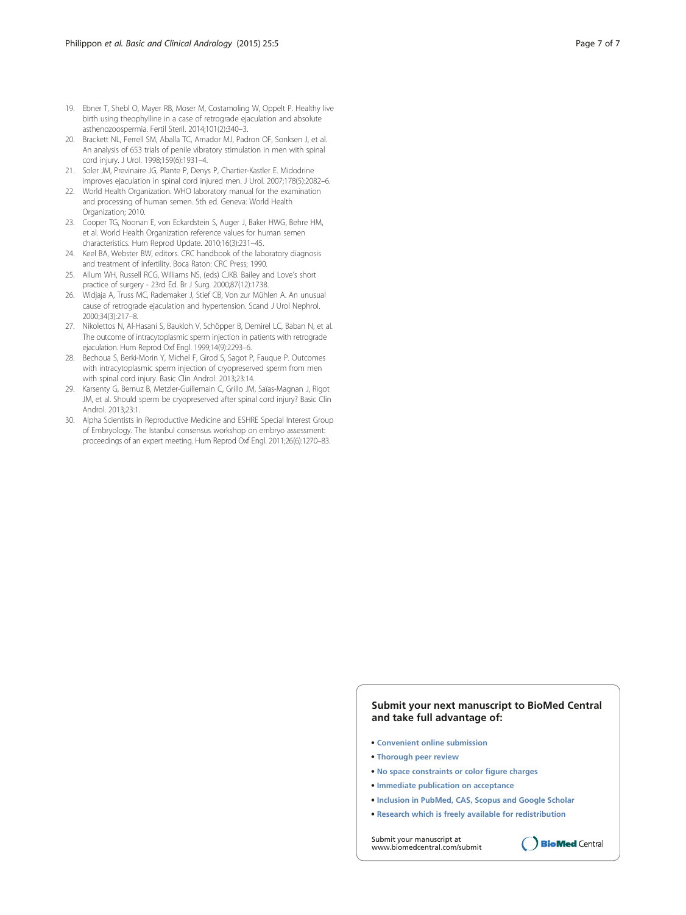19. Ebner T, Shebl O, Mayer RB, Moser M, Costamoling W, Oppelt P. Healthy live birth using theophylline in a case of retrograde ejaculation and absolute asthenozoospermia. Fertil Steril. 2014;101(2):340–3.
20. Brackett NL, Ferrell SM, Aballa TC, Amador MJ, Padron OF, Sonksen J, et al. An analysis of 653 trials of penile vibratory stimulation in men with spinal cord injury. J Urol. 1998;159(6):1931–4.
21. Soler JM, Previnaire JG, Plante P, Denys P, Chartier-Kastler E. Midodrine improves ejaculation in spinal cord injured men. J Urol. 2007;178(5):2082–6.
22. World Health Organization. WHO laboratory manual for the examination and processing of human semen. 5th ed. Geneva: World Health Organization; 2010.
23. Cooper TG, Noonan E, von Eckardstein S, Auger J, Baker HWG, Behre HM, et al. World Health Organization reference values for human semen characteristics. Hum Reprod Update. 2010;16(3):231–45.
24. Keel BA, Webster BW, editors. CRC handbook of the laboratory diagnosis and treatment of infertility. Boca Raton: CRC Press; 1990.
25. Allum WH, Russell RCG, Williams NS, (eds) CJKB. Bailey and Love's short practice of surgery - 23rd Ed. Br J Surg. 2000;87(12):1738.
26. Widjaja A, Truss MC, Rademaker J, Stief CB, Von zur Mühlen A. An unusual cause of retrograde ejaculation and hypertension. Scand J Urol Nephrol. 2000;34(3):217–8.
27. Nikolettos N, Al-Hasani S, Baukloh V, Schöpper B, Demirel LC, Baban N, et al. The outcome of intracytoplasmic sperm injection in patients with retrograde ejaculation. Hum Reprod Oxf Engl. 1999;14(9):2293–6.
28. Bechoua S, Berki-Morin Y, Michel F, Girod S, Sagot P, Fauque P. Outcomes with intracytoplasmic sperm injection of cryopreserved sperm from men with spinal cord injury. Basic Clin Androl. 2013;23:14.
29. Karsenty G, Bernuz B, Metzler-Guillemain C, Grillo JM, Saïas-Magnan J, Rigot JM, et al. Should sperm be cryopreserved after spinal cord injury? Basic Clin Androl. 2013;23:1.
30. Alpha Scientists in Reproductive Medicine and ESHRE Special Interest Group of Embryology. The Istanbul consensus workshop on embryo assessment: proceedings of an expert meeting. Hum Reprod Oxf Engl. 2011;26(6):1270–83.

**Submit your next manuscript to BioMed Central and take full advantage of:**

- **Convenient online submission**
- **Thorough peer review**
- **No space constraints or color figure charges**
- **Immediate publication on acceptance**
- **Inclusion in PubMed, CAS, Scopus and Google Scholar**
- **Research which is freely available for redistribution**

Submit your manuscript at
www.biomedcentral.com/submit

BioMed Central